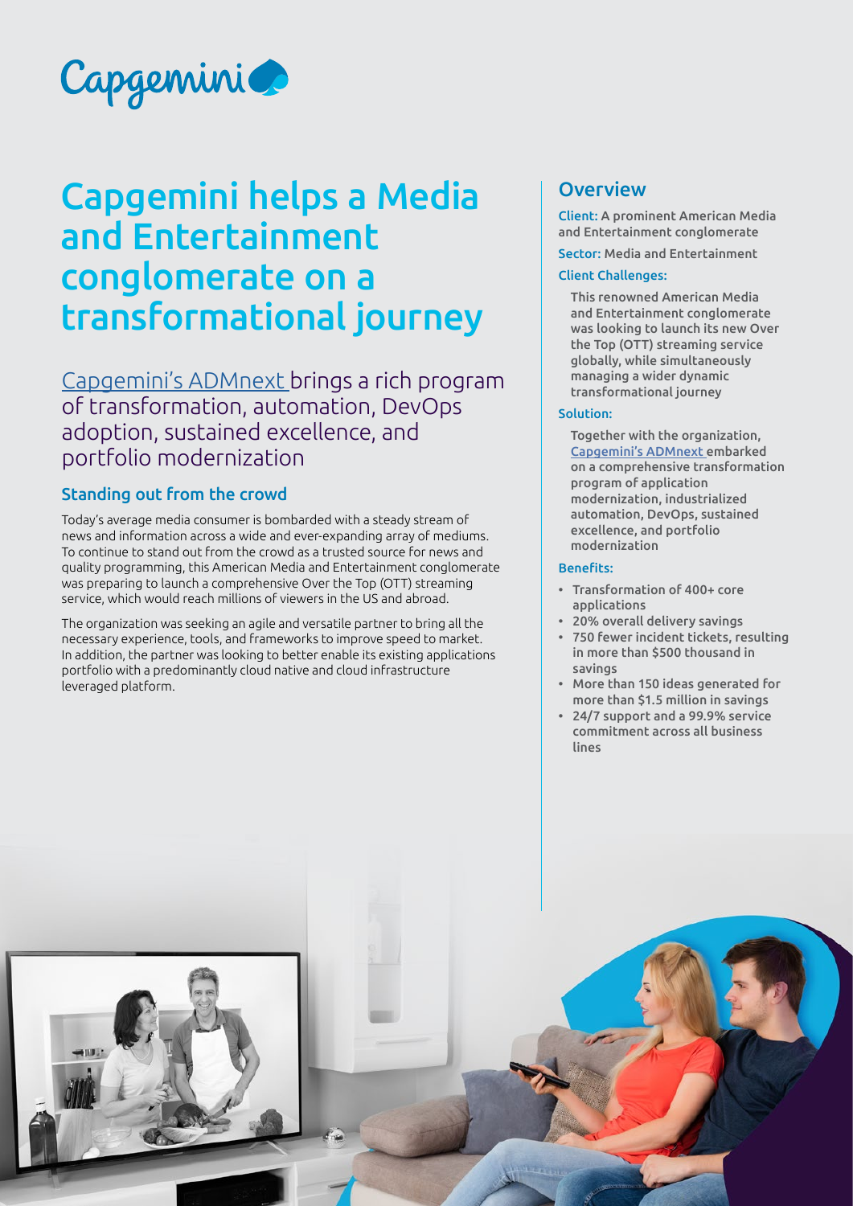Capgemini

# Capgemini helps a Media and Entertainment conglomerate on a transformational journey

Capgemini's ADMnext brings a rich program of transformation, automation, DevOps adoption, sustained excellence, and portfolio modernization

## Standing out from the crowd

Today's average media consumer is bombarded with a steady stream of news and information across a wide and ever-expanding array of mediums. To continue to stand out from the crowd as a trusted source for news and quality programming, this American Media and Entertainment conglomerate was preparing to launch a comprehensive Over the Top (OTT) streaming service, which would reach millions of viewers in the US and abroad.

The organization was seeking an agile and versatile partner to bring all the necessary experience, tools, and frameworks to improve speed to market. In addition, the partner was looking to better enable its existing applications portfolio with a predominantly cloud native and cloud infrastructure leveraged platform.

## Overview

**Client:** A prominent American Media and Entertainment conglomerate

**Sector:** Media and Entertainment

**Client Challenges:**

This renowned American Media and Entertainment conglomerate was looking to launch its new Over the Top (OTT) streaming service globally, while simultaneously managing a wider dynamic transformational journey

**Solution:**

Together with the organization, Capgemini's ADMnext embarked on a comprehensive transformation program of application modernization, industrialized automation, DevOps, sustained excellence, and portfolio modernization

**Benefits:**

- Transformation of 400+ core applications
- 20% overall delivery savings
- 750 fewer incident tickets, resulting in more than $500 thousand in savings
- More than 150 ideas generated for more than $1.5 million in savings
- 24/7 support and a 99.9% service commitment across all business lines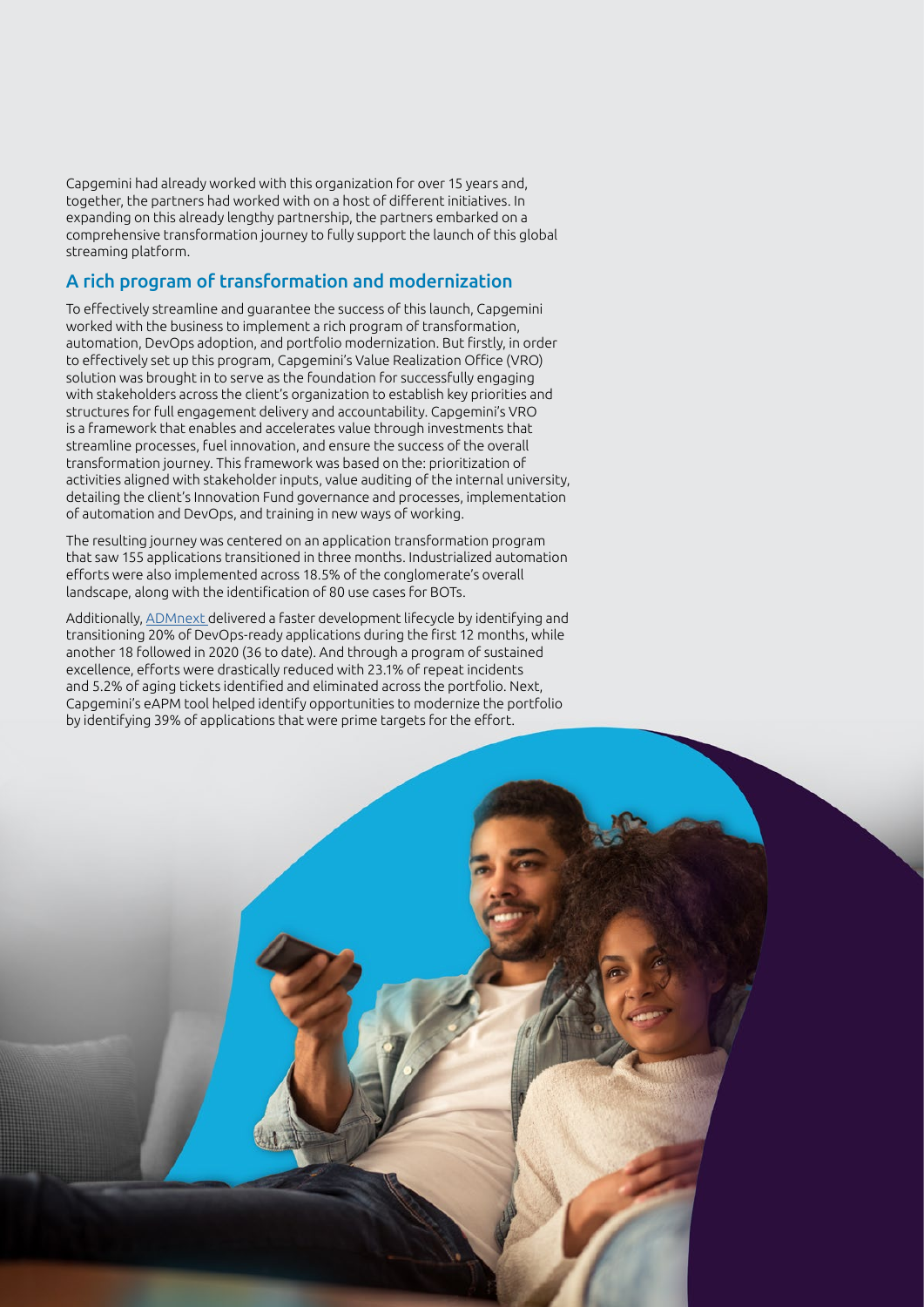Capgemini had already worked with this organization for over 15 years and, together, the partners had worked with on a host of different initiatives. In expanding on this already lengthy partnership, the partners embarked on a comprehensive transformation journey to fully support the launch of this global streaming platform.

## A rich program of transformation and modernization

To effectively streamline and guarantee the success of this launch, Capgemini worked with the business to implement a rich program of transformation, automation, DevOps adoption, and portfolio modernization. But firstly, in order to effectively set up this program, Capgemini's Value Realization Office (VRO) solution was brought in to serve as the foundation for successfully engaging with stakeholders across the client's organization to establish key priorities and structures for full engagement delivery and accountability. Capgemini's VRO is a framework that enables and accelerates value through investments that streamline processes, fuel innovation, and ensure the success of the overall transformation journey. This framework was based on the: prioritization of activities aligned with stakeholder inputs, value auditing of the internal university, detailing the client's Innovation Fund governance and processes, implementation of automation and DevOps, and training in new ways of working.

The resulting journey was centered on an application transformation program that saw 155 applications transitioned in three months. Industrialized automation efforts were also implemented across 18.5% of the conglomerate's overall landscape, along with the identification of 80 use cases for BOTs.

Additionally, ADMnext delivered a faster development lifecycle by identifying and transitioning 20% of DevOps-ready applications during the first 12 months, while another 18 followed in 2020 (36 to date). And through a program of sustained excellence, efforts were drastically reduced with 23.1% of repeat incidents and 5.2% of aging tickets identified and eliminated across the portfolio. Next, Capgemini's eAPM tool helped identify opportunities to modernize the portfolio by identifying 39% of applications that were prime targets for the effort.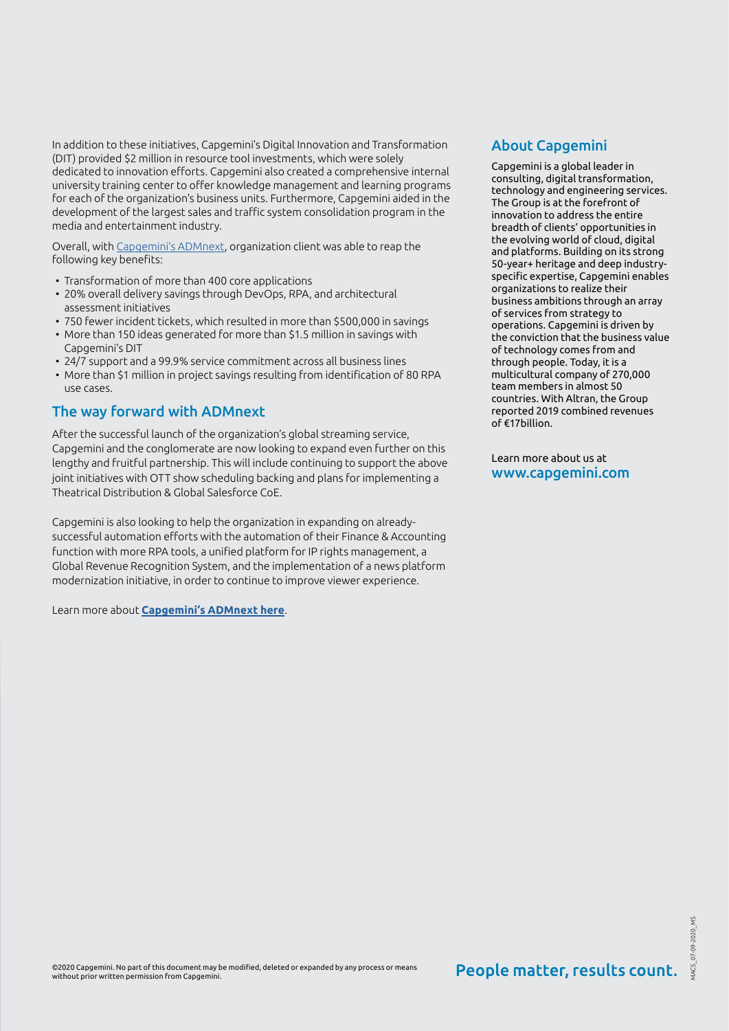In addition to these initiatives, Capgemini's Digital Innovation and Transformation (DIT) provided $2 million in resource tool investments, which were solely dedicated to innovation efforts. Capgemini also created a comprehensive internal university training center to offer knowledge management and learning programs for each of the organization's business units. Furthermore, Capgemini aided in the development of the largest sales and traffic system consolidation program in the media and entertainment industry.

Overall, with Capgemini's ADMnext, organization client was able to reap the following key benefits:

- Transformation of more than 400 core applications
- 20% overall delivery savings through DevOps, RPA, and architectural assessment initiatives
- 750 fewer incident tickets, which resulted in more than $500,000 in savings
- More than 150 ideas generated for more than $1.5 million in savings with Capgemini's DIT
- 24/7 support and a 99.9% service commitment across all business lines
- More than $1 million in project savings resulting from identification of 80 RPA use cases.

## The way forward with ADMnext

After the successful launch of the organization's global streaming service, Capgemini and the conglomerate are now looking to expand even further on this lengthy and fruitful partnership. This will include continuing to support the above joint initiatives with OTT show scheduling backing and plans for implementing a Theatrical Distribution & Global Salesforce CoE.

Capgemini is also looking to help the organization in expanding on already-successful automation efforts with the automation of their Finance & Accounting function with more RPA tools, a unified platform for IP rights management, a Global Revenue Recognition System, and the implementation of a news platform modernization initiative, in order to continue to improve viewer experience.

Learn more about **Capgemini's ADMnext here**.

## About Capgemini

Capgemini is a global leader in consulting, digital transformation, technology and engineering services. The Group is at the forefront of innovation to address the entire breadth of clients' opportunities in the evolving world of cloud, digital and platforms. Building on its strong 50-year+ heritage and deep industry-specific expertise, Capgemini enables organizations to realize their business ambitions through an array of services from strategy to operations. Capgemini is driven by the conviction that the business value of technology comes from and through people. Today, it is a multicultural company of 270,000 team members in almost 50 countries. With Altran, the Group reported 2019 combined revenues of €17billion.

Learn more about us at

www.capgemini.com

©2020 Capgemini. No part of this document may be modified, deleted or expanded by any process or means without prior written permission from Capgemini.

People matter, results count.

MACS_07-09-2020_MS